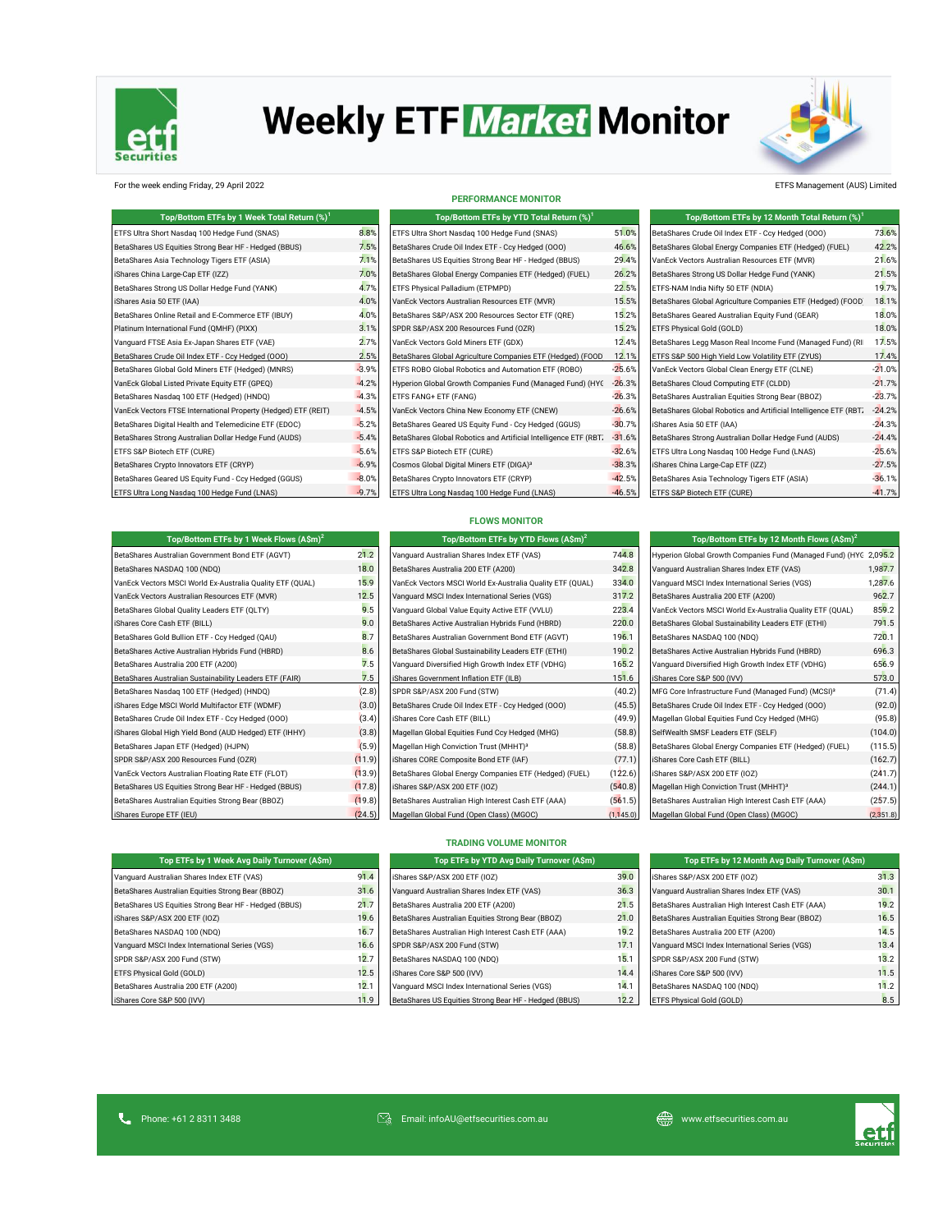# Weekly ETF Market Monitor

For the week ending Friday, 29 April 2022

ETFS Management (AUS) Limited

## PERFORMANCE MONITOR

| Top/Bottom ETFs by 1 Week Total Return (%)[1] | |
|---|---|
| ETFS Ultra Short Nasdaq 100 Hedge Fund (SNAS) | 8.8% |
| BetaShares US Equities Strong Bear HF - Hedged (BBUS) | 7.5% |
| BetaShares Asia Technology Tigers ETF (ASIA) | 7.1% |
| iShares China Large-Cap ETF (IZZ) | 7.0% |
| BetaShares Strong US Dollar Hedge Fund (YANK) | 4.7% |
| iShares Asia 50 ETF (IAA) | 4.0% |
| BetaShares Online Retail and E-Commerce ETF (IBUY) | 4.0% |
| Platinum International Fund (QMHF) (PIXX) | 3.1% |
| Vanguard FTSE Asia Ex-Japan Shares ETF (VAE) | 2.7% |
| BetaShares Crude Oil Index ETF - Ccy Hedged (OOO) | 2.5% |
| BetaShares Global Gold Miners ETF (Hedged) (MNRS) | -3.9% |
| VanEck Global Listed Private Equity ETF (GPEQ) | -4.2% |
| BetaShares Nasdaq 100 ETF (Hedged) (HNDQ) | -4.3% |
| VanEck Vectors FTSE International Property (Hedged) ETF (REIT) | -4.5% |
| BetaShares Digital Health and Telemedicine ETF (EDOC) | -5.2% |
| BetaShares Strong Australian Dollar Hedge Fund (AUDS) | -5.4% |
| ETFS S&P Biotech ETF (CURE) | -5.6% |
| BetaShares Crypto Innovators ETF (CRYP) | -6.9% |
| BetaShares Geared US Equity Fund - Ccy Hedged (GGUS) | -8.0% |
| ETFS Ultra Long Nasdaq 100 Hedge Fund (LNAS) | -9.7% |

| Top/Bottom ETFs by YTD Total Return (%)[1] | |
|---|---|
| ETFS Ultra Short Nasdaq 100 Hedge Fund (SNAS) | 51.0% |
| BetaShares Crude Oil Index ETF - Ccy Hedged (OOO) | 46.6% |
| BetaShares US Equities Strong Bear HF - Hedged (BBUS) | 29.4% |
| BetaShares Global Energy Companies ETF (Hedged) (FUEL) | 26.2% |
| ETFS Physical Palladium (ETPMPD) | 22.5% |
| VanEck Vectors Australian Resources ETF (MVR) | 15.5% |
| BetaShares S&P/ASX 200 Resources Sector ETF (QRE) | 15.2% |
| SPDR S&P/ASX 200 Resources Fund (OZR) | 15.2% |
| VanEck Vectors Gold Miners ETF (GDX) | 12.4% |
| BetaShares Global Agriculture Companies ETF (Hedged) (FOOD | 12.1% |
| ETFS ROBO Global Robotics and Automation ETF (ROBO) | -25.6% |
| Hyperion Global Growth Companies Fund (Managed Fund) (HYC | -26.3% |
| ETFS FANG+ ETF (FANG) | -26.3% |
| VanEck Vectors China New Economy ETF (CNEW) | -26.6% |
| BetaShares Geared US Equity Fund - Ccy Hedged (GGUS) | -30.7% |
| BetaShares Global Robotics and Artificial Intelligence ETF (RBT. | -31.6% |
| ETFS S&P Biotech ETF (CURE) | -32.6% |
| Cosmos Global Digital Miners ETF (DIGA)[3] | -38.3% |
| BetaShares Crypto Innovators ETF (CRYP) | -42.5% |
| ETFS Ultra Long Nasdaq 100 Hedge Fund (LNAS) | -46.5% |

| Top/Bottom ETFs by 12 Month Total Return (%)[1] | |
|---|---|
| BetaShares Crude Oil Index ETF - Ccy Hedged (OOO) | 73.6% |
| BetaShares Global Energy Companies ETF (Hedged) (FUEL) | 42.2% |
| VanEck Vectors Australian Resources ETF (MVR) | 21.6% |
| BetaShares Strong US Dollar Hedge Fund (YANK) | 21.5% |
| ETFS-NAM India Nifty 50 ETF (NDIA) | 19.7% |
| BetaShares Global Agriculture Companies ETF (Hedged) (FOOD | 18.1% |
| BetaShares Geared Australian Equity Fund (GEAR) | 18.0% |
| ETFS Physical Gold (GOLD) | 18.0% |
| BetaShares Legg Mason Real Income Fund (Managed Fund) (RI | 17.5% |
| ETFS S&P 500 High Yield Low Volatility ETF (ZYUS) | 17.4% |
| VanEck Vectors Global Clean Energy ETF (CLNE) | -21.0% |
| BetaShares Cloud Computing ETF (CLDD) | -21.7% |
| BetaShares Australian Equities Strong Bear (BBOZ) | -23.7% |
| BetaShares Global Robotics and Artificial Intelligence ETF (RBT. | -24.2% |
| iShares Asia 50 ETF (IAA) | -24.3% |
| BetaShares Strong Australian Dollar Hedge Fund (AUDS) | -24.4% |
| ETFS Ultra Long Nasdaq 100 Hedge Fund (LNAS) | -25.6% |
| iShares China Large-Cap ETF (IZZ) | -27.5% |
| BetaShares Asia Technology Tigers ETF (ASIA) | -36.1% |
| ETFS S&P Biotech ETF (CURE) | -41.7% |

## FLOWS MONITOR

| Top/Bottom ETFs by 1 Week Flows (A$m)[2] | |
|---|---|
| BetaShares Australian Government Bond ETF (AGVT) | 21.2 |
| BetaShares NASDAQ 100 (NDQ) | 18.0 |
| VanEck Vectors MSCI World Ex-Australia Quality ETF (QUAL) | 15.9 |
| VanEck Vectors Australian Resources ETF (MVR) | 12.5 |
| BetaShares Global Quality Leaders ETF (QLTY) | 9.5 |
| iShares Core Cash ETF (BILL) | 9.0 |
| BetaShares Gold Bullion ETF - Ccy Hedged (QAU) | 8.7 |
| BetaShares Active Australian Hybrids Fund (HBRD) | 8.6 |
| BetaShares Australia 200 ETF (A200) | 7.5 |
| BetaShares Australian Sustainability Leaders ETF (FAIR) | 7.5 |
| BetaShares Nasdaq 100 ETF (Hedged) (HNDQ) | (2.8) |
| iShares Edge MSCI World Multifactor ETF (WDMF) | (3.0) |
| BetaShares Crude Oil Index ETF - Ccy Hedged (OOO) | (3.4) |
| iShares Global High Yield Bond (AUD Hedged) ETF (IHHY) | (3.8) |
| BetaShares Japan ETF (Hedged) (HJPN) | (5.9) |
| SPDR S&P/ASX 200 Resources Fund (OZR) | (11.9) |
| VanEck Vectors Australian Floating Rate ETF (FLOT) | (13.9) |
| BetaShares US Equities Strong Bear HF - Hedged (BBUS) | (17.8) |
| BetaShares Australian Equities Strong Bear (BBOZ) | (19.8) |
| iShares Europe ETF (IEU) | (24.5) |

| Top/Bottom ETFs by YTD Flows (A$m)[2] | |
|---|---|
| Vanguard Australian Shares Index ETF (VAS) | 744.8 |
| BetaShares Australia 200 ETF (A200) | 342.8 |
| VanEck Vectors MSCI World Ex-Australia Quality ETF (QUAL) | 334.0 |
| Vanguard MSCI Index International Series (VGS) | 317.2 |
| Vanguard Global Value Equity Active ETF (VVLU) | 223.4 |
| BetaShares Active Australian Hybrids Fund (HBRD) | 220.0 |
| BetaShares Australian Government Bond ETF (AGVT) | 196.1 |
| BetaShares Global Sustainability Leaders ETF (ETHI) | 190.2 |
| Vanguard Diversified High Growth Index ETF (VDHG) | 165.2 |
| iShares Government Inflation ETF (ILB) | 151.6 |
| SPDR S&P/ASX 200 Fund (STW) | (40.2) |
| BetaShares Crude Oil Index ETF - Ccy Hedged (OOO) | (45.5) |
| iShares Core Cash ETF (BILL) | (49.9) |
| Magellan Global Equities Fund Ccy Hedged (MHG) | (58.8) |
| Magellan High Conviction Trust (MHHT)[3] | (58.8) |
| iShares CORE Composite Bond ETF (IAF) | (77.1) |
| BetaShares Global Energy Companies ETF (Hedged) (FUEL) | (122.6) |
| iShares S&P/ASX 200 ETF (IOZ) | (540.8) |
| BetaShares Australian High Interest Cash ETF (AAA) | (561.5) |
| Magellan Global Fund (Open Class) (MGOC) | (1,145.0) |

| Top/Bottom ETFs by 12 Month Flows (A$m)[2] | |
|---|---|
| Hyperion Global Growth Companies Fund (Managed Fund) (HYC | 2,095.2 |
| Vanguard Australian Shares Index ETF (VAS) | 1,987.7 |
| Vanguard MSCI Index International Series (VGS) | 1,287.6 |
| BetaShares Australia 200 ETF (A200) | 962.7 |
| VanEck Vectors MSCI World Ex-Australia Quality ETF (QUAL) | 859.2 |
| BetaShares Global Sustainability Leaders ETF (ETHI) | 791.5 |
| BetaShares NASDAQ 100 (NDQ) | 720.1 |
| BetaShares Active Australian Hybrids Fund (HBRD) | 696.3 |
| Vanguard Diversified High Growth Index ETF (VDHG) | 656.9 |
| iShares Core S&P 500 (IVV) | 573.0 |
| MFG Core Infrastructure Fund (Managed Fund) (MCSI)[3] | (71.4) |
| BetaShares Crude Oil Index ETF - Ccy Hedged (OOO) | (92.0) |
| Magellan Global Equities Fund Ccy Hedged (MHG) | (95.8) |
| SelfWealth SMSF Leaders ETF (SELF) | (104.0) |
| BetaShares Global Energy Companies ETF (Hedged) (FUEL) | (115.5) |
| iShares Core Cash ETF (BILL) | (162.7) |
| iShares S&P/ASX 200 ETF (IOZ) | (241.7) |
| Magellan High Conviction Trust (MHHT)[3] | (244.1) |
| BetaShares Australian High Interest Cash ETF (AAA) | (257.5) |
| Magellan Global Fund (Open Class) (MGOC) | (2,351.8) |

## TRADING VOLUME MONITOR

| Top ETFs by 1 Week Avg Daily Turnover (A$m) | |
|---|---|
| Vanguard Australian Shares Index ETF (VAS) | 91.4 |
| BetaShares Australian Equities Strong Bear (BBOZ) | 31.6 |
| BetaShares US Equities Strong Bear HF - Hedged (BBUS) | 21.7 |
| iShares S&P/ASX 200 ETF (IOZ) | 19.6 |
| BetaShares NASDAQ 100 (NDQ) | 16.7 |
| Vanguard MSCI Index International Series (VGS) | 16.6 |
| SPDR S&P/ASX 200 Fund (STW) | 12.7 |
| ETFS Physical Gold (GOLD) | 12.5 |
| BetaShares Australia 200 ETF (A200) | 12.1 |
| iShares Core S&P 500 (IVV) | 11.9 |

| Top ETFs by YTD Avg Daily Turnover (A$m) | |
|---|---|
| iShares S&P/ASX 200 ETF (IOZ) | 39.0 |
| Vanguard Australian Shares Index ETF (VAS) | 36.3 |
| BetaShares Australia 200 ETF (A200) | 21.5 |
| BetaShares Australian Equities Strong Bear (BBOZ) | 21.0 |
| BetaShares Australian High Interest Cash ETF (AAA) | 19.2 |
| SPDR S&P/ASX 200 Fund (STW) | 17.1 |
| BetaShares NASDAQ 100 (NDQ) | 15.1 |
| iShares Core S&P 500 (IVV) | 14.4 |
| Vanguard MSCI Index International Series (VGS) | 14.1 |
| BetaShares US Equities Strong Bear HF - Hedged (BBUS) | 12.2 |

| Top ETFs by 12 Month Avg Daily Turnover (A$m) | |
|---|---|
| iShares S&P/ASX 200 ETF (IOZ) | 31.3 |
| Vanguard Australian Shares Index ETF (VAS) | 30.1 |
| BetaShares Australian High Interest Cash ETF (AAA) | 19.2 |
| BetaShares Australian Equities Strong Bear (BBOZ) | 16.5 |
| BetaShares Australia 200 ETF (A200) | 14.5 |
| Vanguard MSCI Index International Series (VGS) | 13.4 |
| SPDR S&P/ASX 200 Fund (STW) | 13.2 |
| iShares Core S&P 500 (IVV) | 11.5 |
| BetaShares NASDAQ 100 (NDQ) | 11.2 |
| ETFS Physical Gold (GOLD) | 8.5 |

Phone: +61 2 8311 3488 | Email: infoAU@etfsecurities.com.au | www.etfsecurities.com.au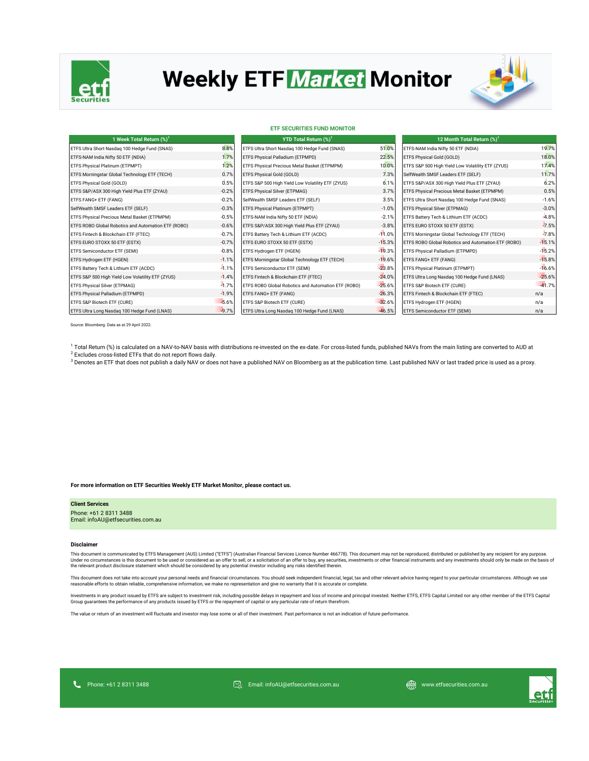# Weekly ETF Market Monitor

**ETF SECURITIES FUND MONITOR**

| 1 Week Total Return (%)[1] | |
|---|---|
| ETFS Ultra Short Nasdaq 100 Hedge Fund (SNAS) | 8.8% |
| ETFS-NAM India Nifty 50 ETF (NDIA) | 1.7% |
| ETFS Physical Platinum (ETPMPT) | 1.2% |
| ETFS Morningstar Global Technology ETF (TECH) | 0.7% |
| ETFS Physical Gold (GOLD) | 0.5% |
| ETFS S&P/ASX 300 High Yield Plus ETF (ZYAU) | -0.2% |
| ETFS FANG+ ETF (FANG) | -0.2% |
| SelfWealth SMSF Leaders ETF (SELF) | -0.3% |
| ETFS Physical Precious Metal Basket (ETPMPM) | -0.5% |
| ETFS ROBO Global Robotics and Automation ETF (ROBO) | -0.6% |
| ETFS Fintech & Blockchain ETF (FTEC) | -0.7% |
| ETFS EURO STOXX 50 ETF (ESTX) | -0.7% |
| ETFS Semiconductor ETF (SEMI) | -0.8% |
| ETFS Hydrogen ETF (HGEN) | -1.1% |
| ETFS Battery Tech & Lithium ETF (ACDC) | -1.1% |
| ETFS S&P 500 High Yield Low Volatility ETF (ZYUS) | -1.4% |
| ETFS Physical Silver (ETPMAG) | -1.7% |
| ETFS Physical Palladium (ETPMPD) | -1.9% |
| ETFS S&P Biotech ETF (CURE) | -5.6% |
| ETFS Ultra Long Nasdaq 100 Hedge Fund (LNAS) | -9.7% |

| YTD Total Return (%)[1] | |
|---|---|
| ETFS Ultra Short Nasdaq 100 Hedge Fund (SNAS) | 51.0% |
| ETFS Physical Palladium (ETPMPD) | 22.5% |
| ETFS Physical Precious Metal Basket (ETPMPM) | 10.0% |
| ETFS Physical Gold (GOLD) | 7.3% |
| ETFS S&P 500 High Yield Low Volatility ETF (ZYUS) | 6.1% |
| ETFS Physical Silver (ETPMAG) | 3.7% |
| SelfWealth SMSF Leaders ETF (SELF) | 3.5% |
| ETFS Physical Platinum (ETPMPT) | -1.0% |
| ETFS-NAM India Nifty 50 ETF (NDIA) | -2.1% |
| ETFS S&P/ASX 300 High Yield Plus ETF (ZYAU) | -3.8% |
| ETFS Battery Tech & Lithium ETF (ACDC) | -11.0% |
| ETFS EURO STOXX 50 ETF (ESTX) | -15.3% |
| ETFS Hydrogen ETF (HGEN) | -19.3% |
| ETFS Morningstar Global Technology ETF (TECH) | -19.6% |
| ETFS Semiconductor ETF (SEMI) | -23.8% |
| ETFS Fintech & Blockchain ETF (FTEC) | -24.0% |
| ETFS ROBO Global Robotics and Automation ETF (ROBO) | -25.6% |
| ETFS FANG+ ETF (FANG) | -26.3% |
| ETFS S&P Biotech ETF (CURE) | -32.6% |
| ETFS Ultra Long Nasdaq 100 Hedge Fund (LNAS) | -46.5% |

| 12 Month Total Return (%)[1] | |
|---|---|
| ETFS-NAM India Nifty 50 ETF (NDIA) | 19.7% |
| ETFS Physical Gold (GOLD) | 18.0% |
| ETFS S&P 500 High Yield Low Volatility ETF (ZYUS) | 17.4% |
| SelfWealth SMSF Leaders ETF (SELF) | 11.7% |
| ETFS S&P/ASX 300 High Yield Plus ETF (ZYAU) | 6.2% |
| ETFS Physical Precious Metal Basket (ETPMPM) | 0.5% |
| ETFS Ultra Short Nasdaq 100 Hedge Fund (SNAS) | -1.6% |
| ETFS Physical Silver (ETPMAG) | -3.0% |
| ETFS Battery Tech & Lithium ETF (ACDC) | -4.8% |
| ETFS EURO STOXX 50 ETF (ESTX) | -7.5% |
| ETFS Morningstar Global Technology ETF (TECH) | -7.8% |
| ETFS ROBO Global Robotics and Automation ETF (ROBO) | -15.1% |
| ETFS Physical Palladium (ETPMPD) | -15.2% |
| ETFS FANG+ ETF (FANG) | -15.8% |
| ETFS Physical Platinum (ETPMPT) | -16.6% |
| ETFS Ultra Long Nasdaq 100 Hedge Fund (LNAS) | -25.6% |
| ETFS S&P Biotech ETF (CURE) | -41.7% |
| ETFS Fintech & Blockchain ETF (FTEC) | n/a |
| ETFS Hydrogen ETF (HGEN) | n/a |
| ETFS Semiconductor ETF (SEMI) | n/a |

Source: Bloomberg. Data as at 29 April 2022.

[1] Total Return (%) is calculated on a NAV-to-NAV basis with distributions re-invested on the ex-date. For cross-listed funds, published NAVs from the main listing are converted to AUD at
[2] Excludes cross-listed ETFs that do not report flows daily.
[3] Denotes an ETF that does not publish a daily NAV or does not have a published NAV on Bloomberg as at the publication time. Last published NAV or last traded price is used as a proxy.

**For more information on ETF Securities Weekly ETF Market Monitor, please contact us.**

**Client Services**
Phone: +61 2 8311 3488
Email: infoAU@etfsecurities.com.au

**Disclaimer**

This document is communicated by ETFS Management (AUS) Limited ("ETFS") (Australian Financial Services Licence Number 466778). This document may not be reproduced, distributed or published by any recipient for any purpose. Under no circumstances is this document to be used or considered as an offer to sell, or a solicitation of an offer to buy, any securities, investments or other financial instruments and any investments should only be made on the basis of the relevant product disclosure statement which should be considered by any potential investor including any risks identified therein.

This document does not take into account your personal needs and financial circumstances. You should seek independent financial, legal, tax and other relevant advice having regard to your particular circumstances. Although we use reasonable efforts to obtain reliable, comprehensive information, we make no representation and give no warranty that it is accurate or complete.

Investments in any product issued by ETFS are subject to investment risk, including possible delays in repayment and loss of income and principal invested. Neither ETFS, ETFS Capital Limited nor any other member of the ETFS Capital Group guarantees the performance of any products issued by ETFS or the repayment of capital or any particular rate of return therefrom.

The value or return of an investment will fluctuate and investor may lose some or all of their investment. Past performance is not an indication of future performance.

Phone: +61 2 8311 3488 | Email: infoAU@etfsecurities.com.au | www.etfsecurities.com.au